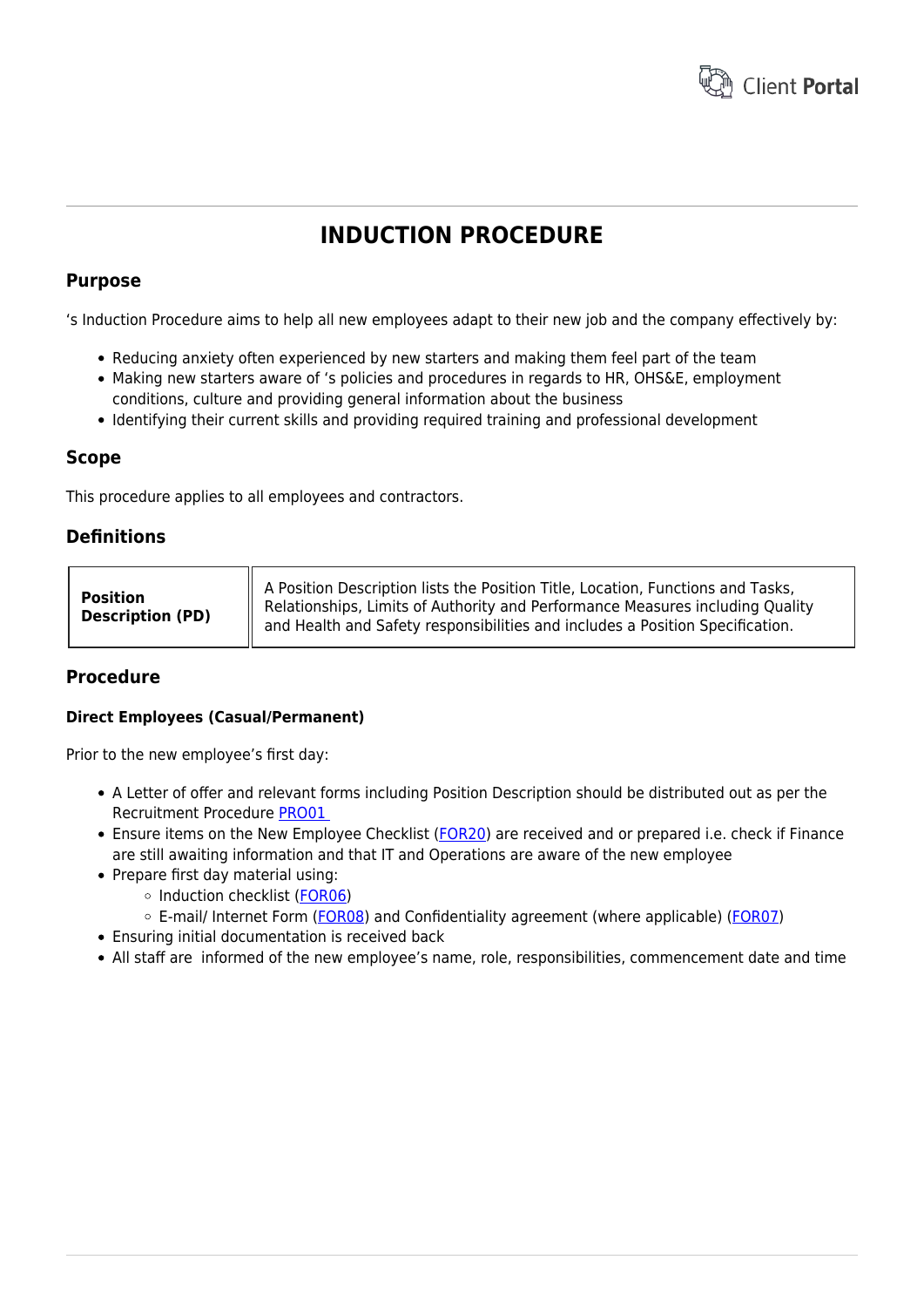# INDUCTION PROCEDURE

## Purpose

's Induction Procedure aims to help all new employees adapt to their new job and the company effectively by:

- Reducing anxiety often experienced by new starters and making them feel part of the team
- Making new starters aware of 's policies and procedures in regards to HR, OHS&E, employment conditions, culture and providing general information about the business
- Identifying their current skills and providing required training and professional development

## Scope

This procedure applies to all employees and contractors.

## Definitions

| | |
|---|---|
| **Position Description (PD)** | A Position Description lists the Position Title, Location, Functions and Tasks, Relationships, Limits of Authority and Performance Measures including Quality and Health and Safety responsibilities and includes a Position Specification. |

## Procedure

### Direct Employees (Casual/Permanent)

Prior to the new employee's first day:

- A Letter of offer and relevant forms including Position Description should be distributed out as per the Recruitment Procedure PRO01
- Ensure items on the New Employee Checklist (FOR20) are received and or prepared i.e. check if Finance are still awaiting information and that IT and Operations are aware of the new employee
- Prepare first day material using:
  - Induction checklist (FOR06)
  - E-mail/ Internet Form (FOR08) and Confidentiality agreement (where applicable) (FOR07)
- Ensuring initial documentation is received back
- All staff are informed of the new employee's name, role, responsibilities, commencement date and time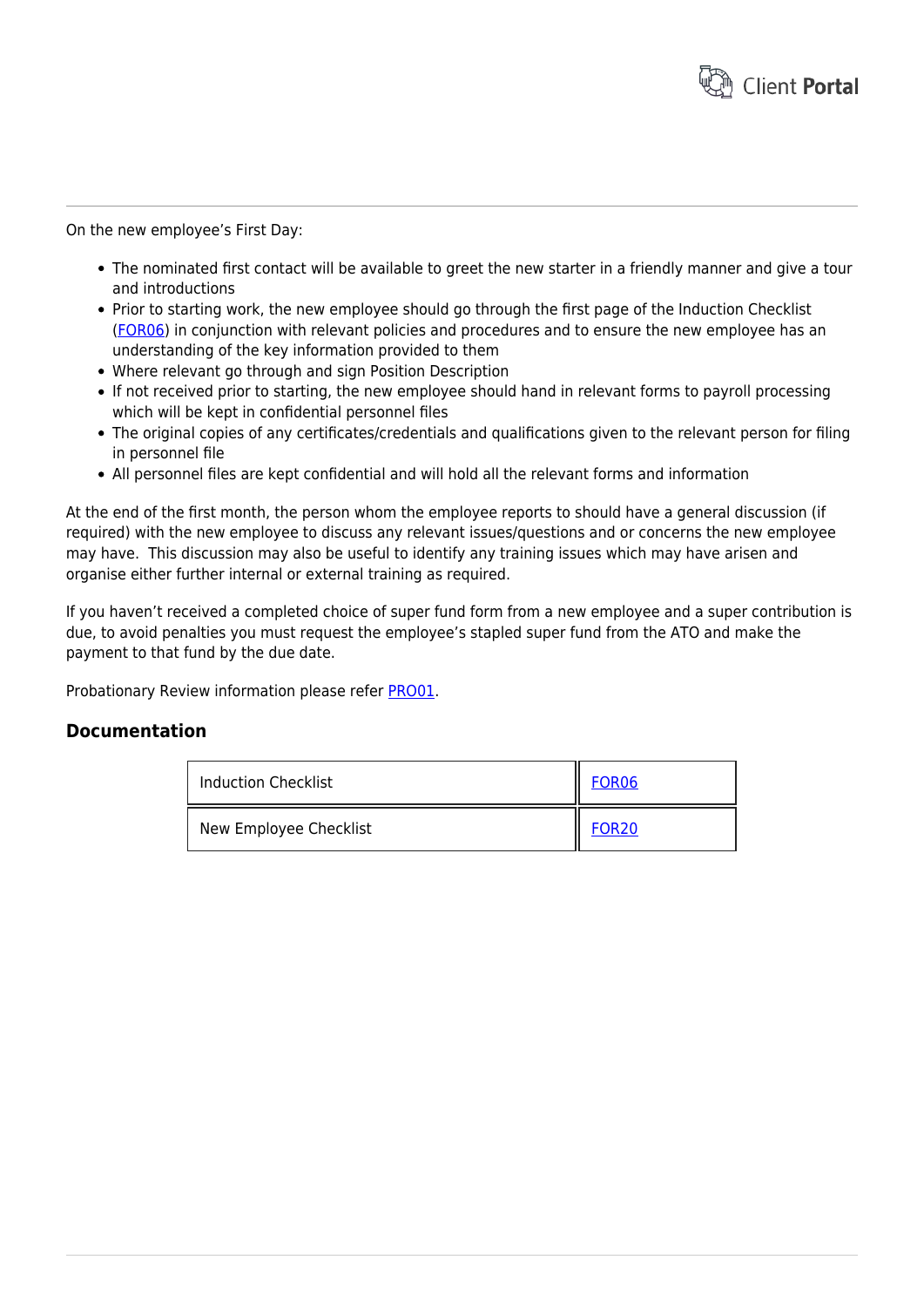On the new employee's First Day:

- The nominated first contact will be available to greet the new starter in a friendly manner and give a tour and introductions
- Prior to starting work, the new employee should go through the first page of the Induction Checklist (FOR06) in conjunction with relevant policies and procedures and to ensure the new employee has an understanding of the key information provided to them
- Where relevant go through and sign Position Description
- If not received prior to starting, the new employee should hand in relevant forms to payroll processing which will be kept in confidential personnel files
- The original copies of any certificates/credentials and qualifications given to the relevant person for filing in personnel file
- All personnel files are kept confidential and will hold all the relevant forms and information

At the end of the first month, the person whom the employee reports to should have a general discussion (if required) with the new employee to discuss any relevant issues/questions and or concerns the new employee may have. This discussion may also be useful to identify any training issues which may have arisen and organise either further internal or external training as required.

If you haven't received a completed choice of super fund form from a new employee and a super contribution is due, to avoid penalties you must request the employee's stapled super fund from the ATO and make the payment to that fund by the due date.

Probationary Review information please refer PRO01.

## Documentation

| | |
|---|---|
| Induction Checklist | FOR06 |
| New Employee Checklist | FOR20 |